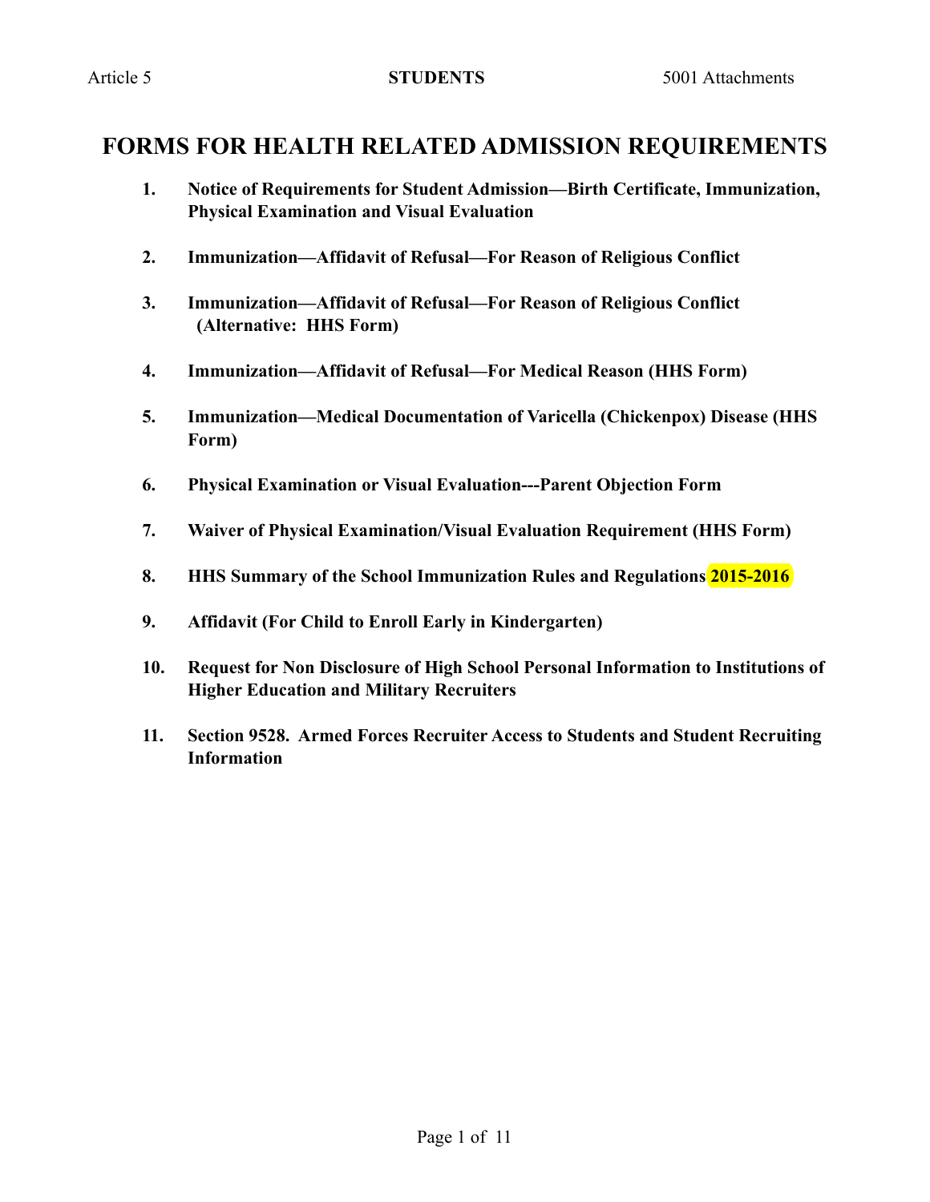# FORMS FOR HEALTH RELATED ADMISSION REQUIREMENTS

1. **Notice of Requirements for Student Admission—Birth Certificate, Immunization, Physical Examination and Visual Evaluation**

2. **Immunization—Affidavit of Refusal—For Reason of Religious Conflict**

3. **Immunization—Affidavit of Refusal—For Reason of Religious Conflict (Alternative: HHS Form)**

4. **Immunization—Affidavit of Refusal—For Medical Reason (HHS Form)**

5. **Immunization—Medical Documentation of Varicella (Chickenpox) Disease (HHS Form)**

6. **Physical Examination or Visual Evaluation---Parent Objection Form**

7. **Waiver of Physical Examination/Visual Evaluation Requirement (HHS Form)**

8. **HHS Summary of the School Immunization Rules and Regulations 2015-2016**

9. **Affidavit (For Child to Enroll Early in Kindergarten)**

10. **Request for Non Disclosure of High School Personal Information to Institutions of Higher Education and Military Recruiters**

11. **Section 9528. Armed Forces Recruiter Access to Students and Student Recruiting Information**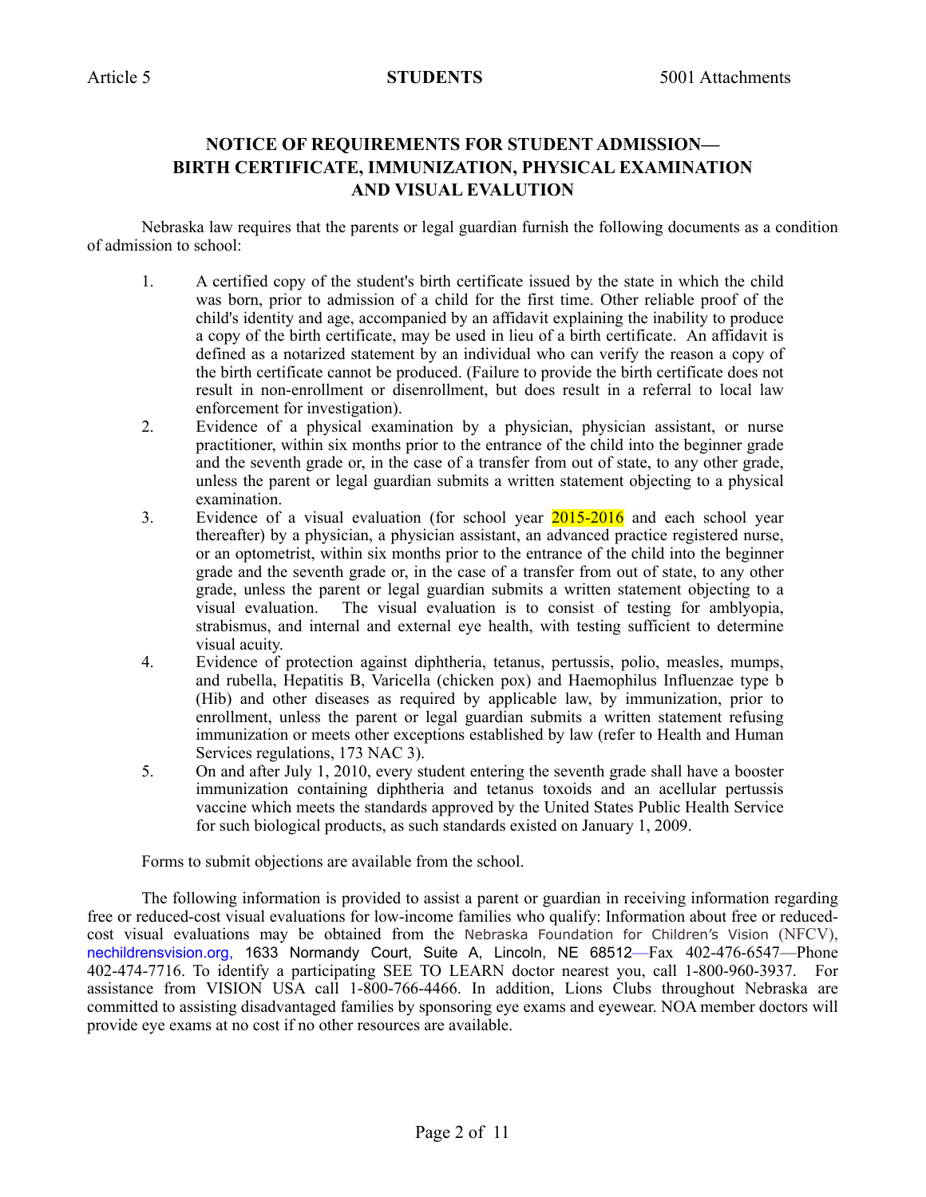## NOTICE OF REQUIREMENTS FOR STUDENT ADMISSION— BIRTH CERTIFICATE, IMMUNIZATION, PHYSICAL EXAMINATION AND VISUAL EVALUTION

Nebraska law requires that the parents or legal guardian furnish the following documents as a condition of admission to school:

1. A certified copy of the student's birth certificate issued by the state in which the child was born, prior to admission of a child for the first time. Other reliable proof of the child's identity and age, accompanied by an affidavit explaining the inability to produce a copy of the birth certificate, may be used in lieu of a birth certificate. An affidavit is defined as a notarized statement by an individual who can verify the reason a copy of the birth certificate cannot be produced. (Failure to provide the birth certificate does not result in non-enrollment or disenrollment, but does result in a referral to local law enforcement for investigation).
2. Evidence of a physical examination by a physician, physician assistant, or nurse practitioner, within six months prior to the entrance of the child into the beginner grade and the seventh grade or, in the case of a transfer from out of state, to any other grade, unless the parent or legal guardian submits a written statement objecting to a physical examination.
3. Evidence of a visual evaluation (for school year 2015-2016 and each school year thereafter) by a physician, a physician assistant, an advanced practice registered nurse, or an optometrist, within six months prior to the entrance of the child into the beginner grade and the seventh grade or, in the case of a transfer from out of state, to any other grade, unless the parent or legal guardian submits a written statement objecting to a visual evaluation. The visual evaluation is to consist of testing for amblyopia, strabismus, and internal and external eye health, with testing sufficient to determine visual acuity.
4. Evidence of protection against diphtheria, tetanus, pertussis, polio, measles, mumps, and rubella, Hepatitis B, Varicella (chicken pox) and Haemophilus Influenzae type b (Hib) and other diseases as required by applicable law, by immunization, prior to enrollment, unless the parent or legal guardian submits a written statement refusing immunization or meets other exceptions established by law (refer to Health and Human Services regulations, 173 NAC 3).
5. On and after July 1, 2010, every student entering the seventh grade shall have a booster immunization containing diphtheria and tetanus toxoids and an acellular pertussis vaccine which meets the standards approved by the United States Public Health Service for such biological products, as such standards existed on January 1, 2009.

Forms to submit objections are available from the school.

The following information is provided to assist a parent or guardian in receiving information regarding free or reduced-cost visual evaluations for low-income families who qualify: Information about free or reduced-cost visual evaluations may be obtained from the Nebraska Foundation for Children's Vision (NFCV), nechildrensvision.org, 1633 Normandy Court, Suite A, Lincoln, NE 68512—Fax 402-476-6547—Phone 402-474-7716. To identify a participating SEE TO LEARN doctor nearest you, call 1-800-960-3937. For assistance from VISION USA call 1-800-766-4466. In addition, Lions Clubs throughout Nebraska are committed to assisting disadvantaged families by sponsoring eye exams and eyewear. NOA member doctors will provide eye exams at no cost if no other resources are available.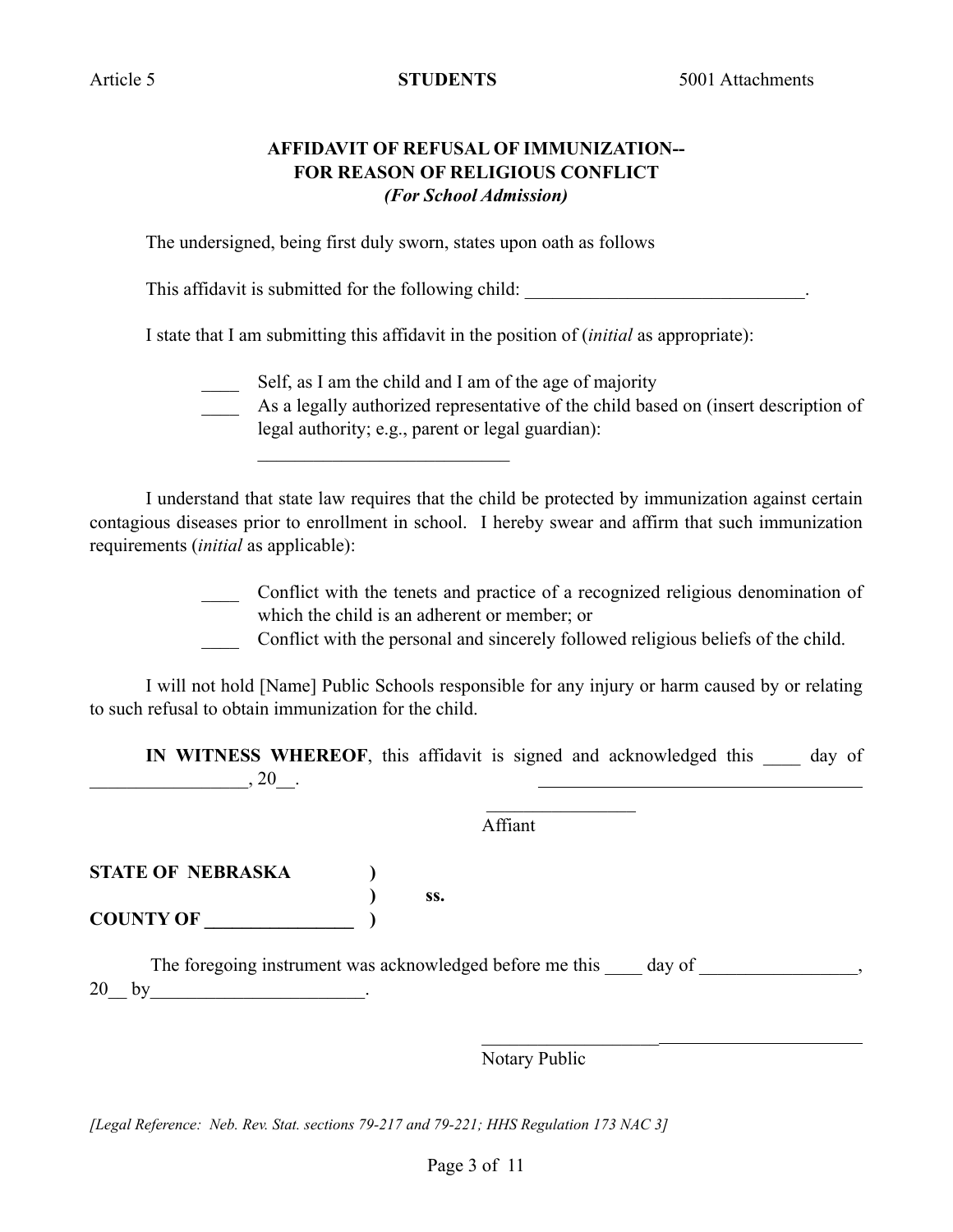## AFFIDAVIT OF REFUSAL OF IMMUNIZATION-- FOR REASON OF RELIGIOUS CONFLICT

***(For School Admission)***

The undersigned, being first duly sworn, states upon oath as follows

This affidavit is submitted for the following child: ______________________________.

I state that I am submitting this affidavit in the position of (*initial* as appropriate):

____ Self, as I am the child and I am of the age of majority

____ As a legally authorized representative of the child based on (insert description of legal authority; e.g., parent or legal guardian): ___________________________

I understand that state law requires that the child be protected by immunization against certain contagious diseases prior to enrollment in school. I hereby swear and affirm that such immunization requirements (*initial* as applicable):

____ Conflict with the tenets and practice of a recognized religious denomination of which the child is an adherent or member; or

____ Conflict with the personal and sincerely followed religious beliefs of the child.

I will not hold [Name] Public Schools responsible for any injury or harm caused by or relating to such refusal to obtain immunization for the child.

**IN WITNESS WHEREOF**, this affidavit is signed and acknowledged this ____ day of _________________, 20__.

___________________________________

Affiant

**STATE OF NEBRASKA )**

**) ss.**

**COUNTY OF ________________ )**

The foregoing instrument was acknowledged before me this ____ day of _________________, 20__ by_______________________.

___________________________________

Notary Public

*[Legal Reference: Neb. Rev. Stat. sections 79-217 and 79-221; HHS Regulation 173 NAC 3]*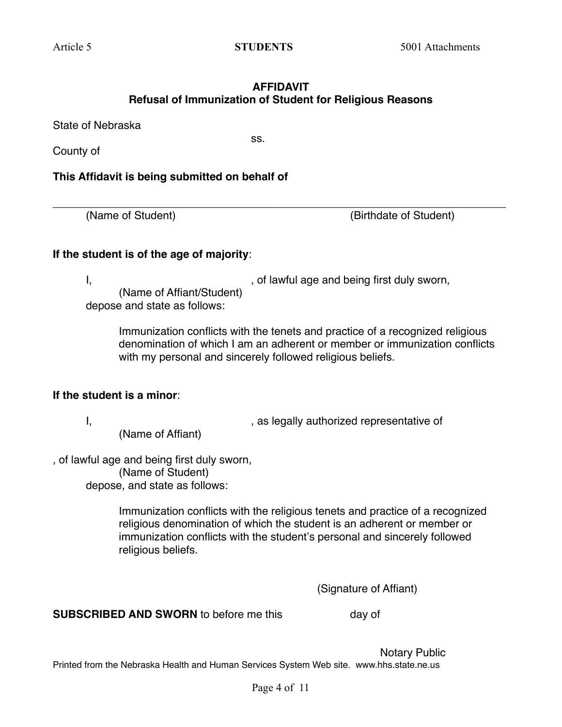**AFFIDAVIT**
**Refusal of Immunization of Student for Religious Reasons**

State of Nebraska

ss.

County of

**This Affidavit is being submitted on behalf of**

___________________________________________________________________________

(Name of Student) (Birthdate of Student)

**If the student is of the age of majority**:

I, , of lawful age and being first duly sworn,
(Name of Affiant/Student)
depose and state as follows:

> Immunization conflicts with the tenets and practice of a recognized religious denomination of which I am an adherent or member or immunization conflicts with my personal and sincerely followed religious beliefs.

**If the student is a minor**:

I, , as legally authorized representative of
(Name of Affiant)

, of lawful age and being first duly sworn,
(Name of Student)
depose, and state as follows:

> Immunization conflicts with the religious tenets and practice of a recognized religious denomination of which the student is an adherent or member or immunization conflicts with the student's personal and sincerely followed religious beliefs.

(Signature of Affiant)

**SUBSCRIBED AND SWORN** to before me this day of

Notary Public

Printed from the Nebraska Health and Human Services System Web site. www.hhs.state.ne.us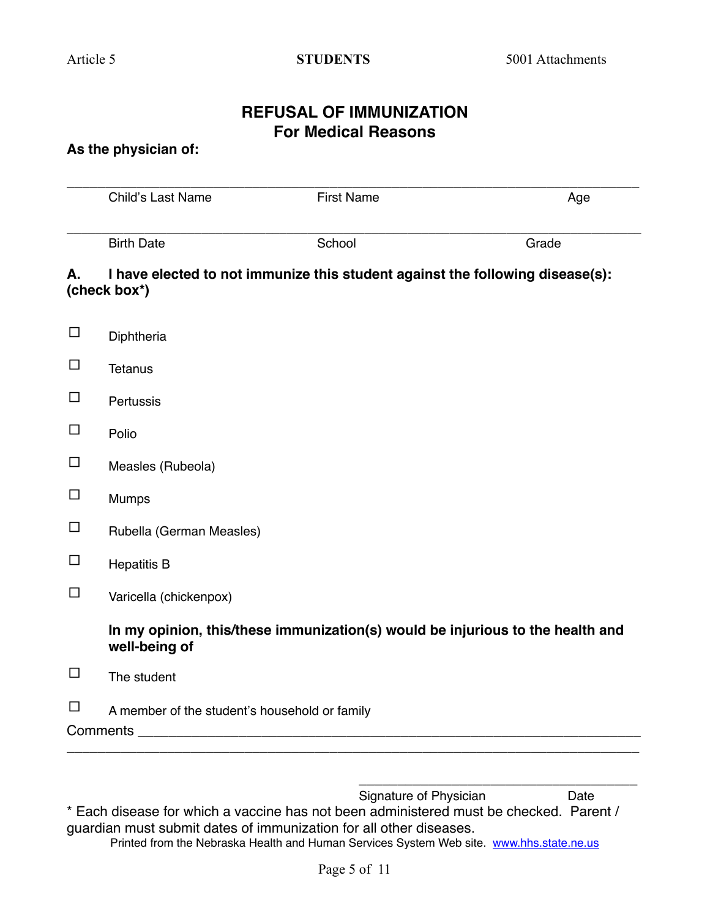# REFUSAL OF IMMUNIZATION
## For Medical Reasons

**As the physician of:**

_______________________________________________________________________________

Child's Last Name First Name Age

_______________________________________________________________________________

Birth Date School Grade

**A. I have elected to not immunize this student against the following disease(s): (check box*)**

☐ Diphtheria

☐ Tetanus

☐ Pertussis

☐ Polio

☐ Measles (Rubeola)

☐ Mumps

☐ Rubella (German Measles)

☐ Hepatitis B

☐ Varicella (chickenpox)

**In my opinion, this/these immunization(s) would be injurious to the health and well-being of**

☐ The student

☐ A member of the student's household or family

Comments _______________________________________________________________________
_______________________________________________________________________________

_______________________________________

Signature of Physician Date

* Each disease for which a vaccine has not been administered must be checked. Parent / guardian must submit dates of immunization for all other diseases.

Printed from the Nebraska Health and Human Services System Web site. www.hhs.state.ne.us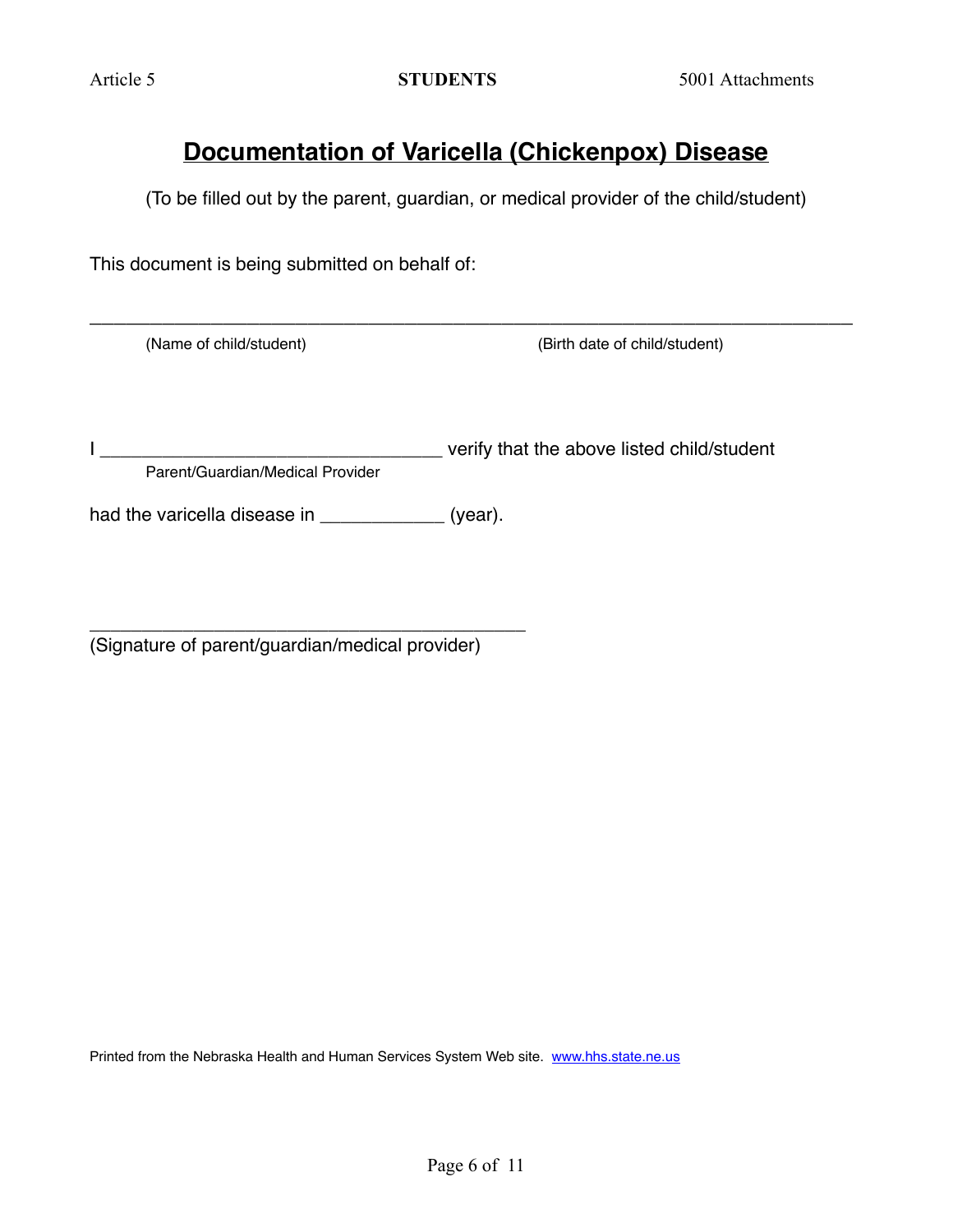# Documentation of Varicella (Chickenpox) Disease

(To be filled out by the parent, guardian, or medical provider of the child/student)

This document is being submitted on behalf of:

______________________________________________________________________________

(Name of child/student) (Birth date of child/student)

I _________________________________ verify that the above listed child/student
Parent/Guardian/Medical Provider

had the varicella disease in ____________ (year).

____________________________________________
(Signature of parent/guardian/medical provider)

Printed from the Nebraska Health and Human Services System Web site. www.hhs.state.ne.us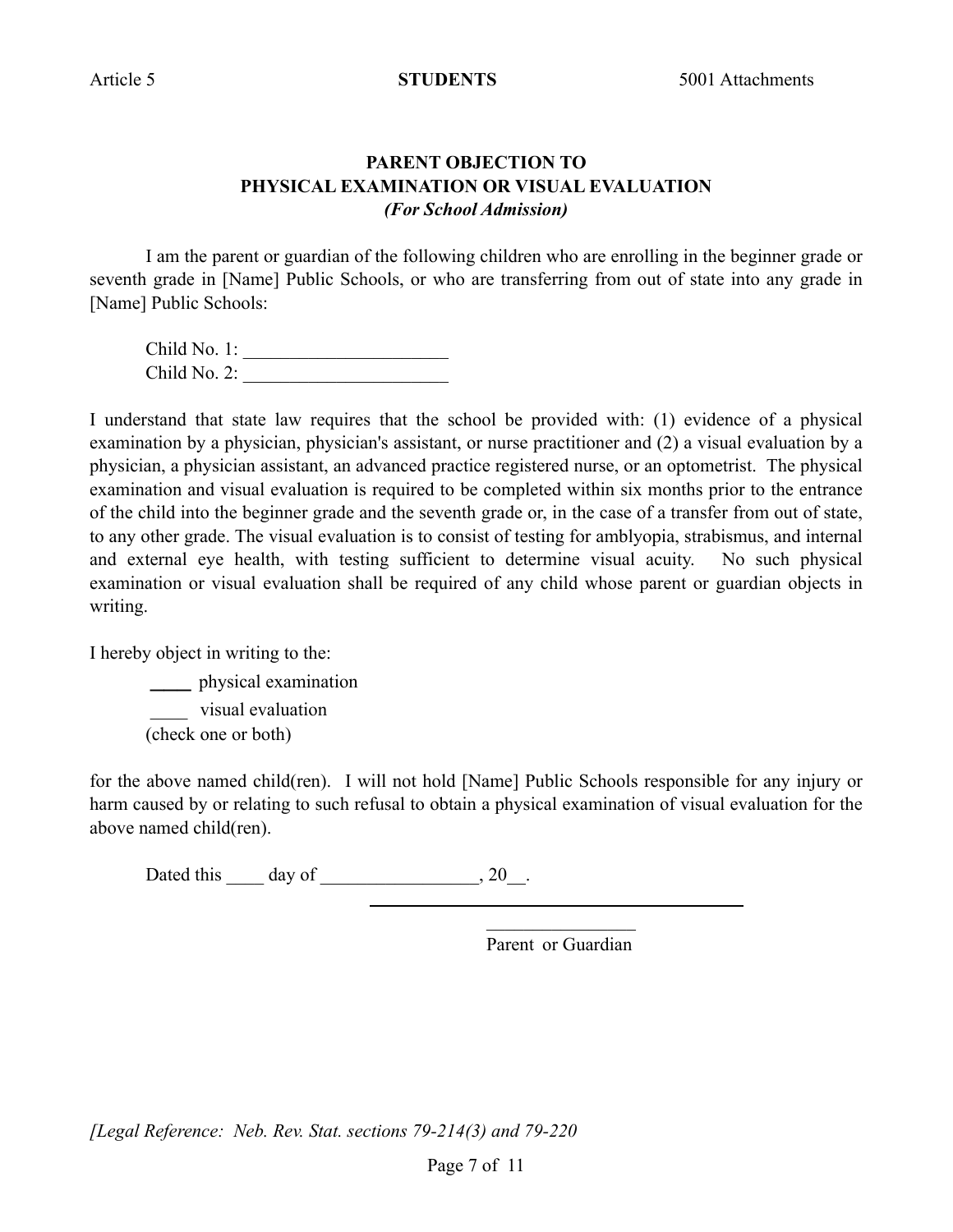## PARENT OBJECTION TO PHYSICAL EXAMINATION OR VISUAL EVALUATION
### *(For School Admission)*

I am the parent or guardian of the following children who are enrolling in the beginner grade or seventh grade in [Name] Public Schools, or who are transferring from out of state into any grade in [Name] Public Schools:

Child No. 1: ______________________
Child No. 2: ______________________

I understand that state law requires that the school be provided with: (1) evidence of a physical examination by a physician, physician's assistant, or nurse practitioner and (2) a visual evaluation by a physician, a physician assistant, an advanced practice registered nurse, or an optometrist. The physical examination and visual evaluation is required to be completed within six months prior to the entrance of the child into the beginner grade and the seventh grade or, in the case of a transfer from out of state, to any other grade. The visual evaluation is to consist of testing for amblyopia, strabismus, and internal and external eye health, with testing sufficient to determine visual acuity. No such physical examination or visual evaluation shall be required of any child whose parent or guardian objects in writing.

I hereby object in writing to the:

____ physical examination
____ visual evaluation
(check one or both)

for the above named child(ren). I will not hold [Name] Public Schools responsible for any injury or harm caused by or relating to such refusal to obtain a physical examination of visual evaluation for the above named child(ren).

Dated this ____ day of _________________, 20__.

________________________________________
Parent or Guardian

*[Legal Reference: Neb. Rev. Stat. sections 79-214(3) and 79-220*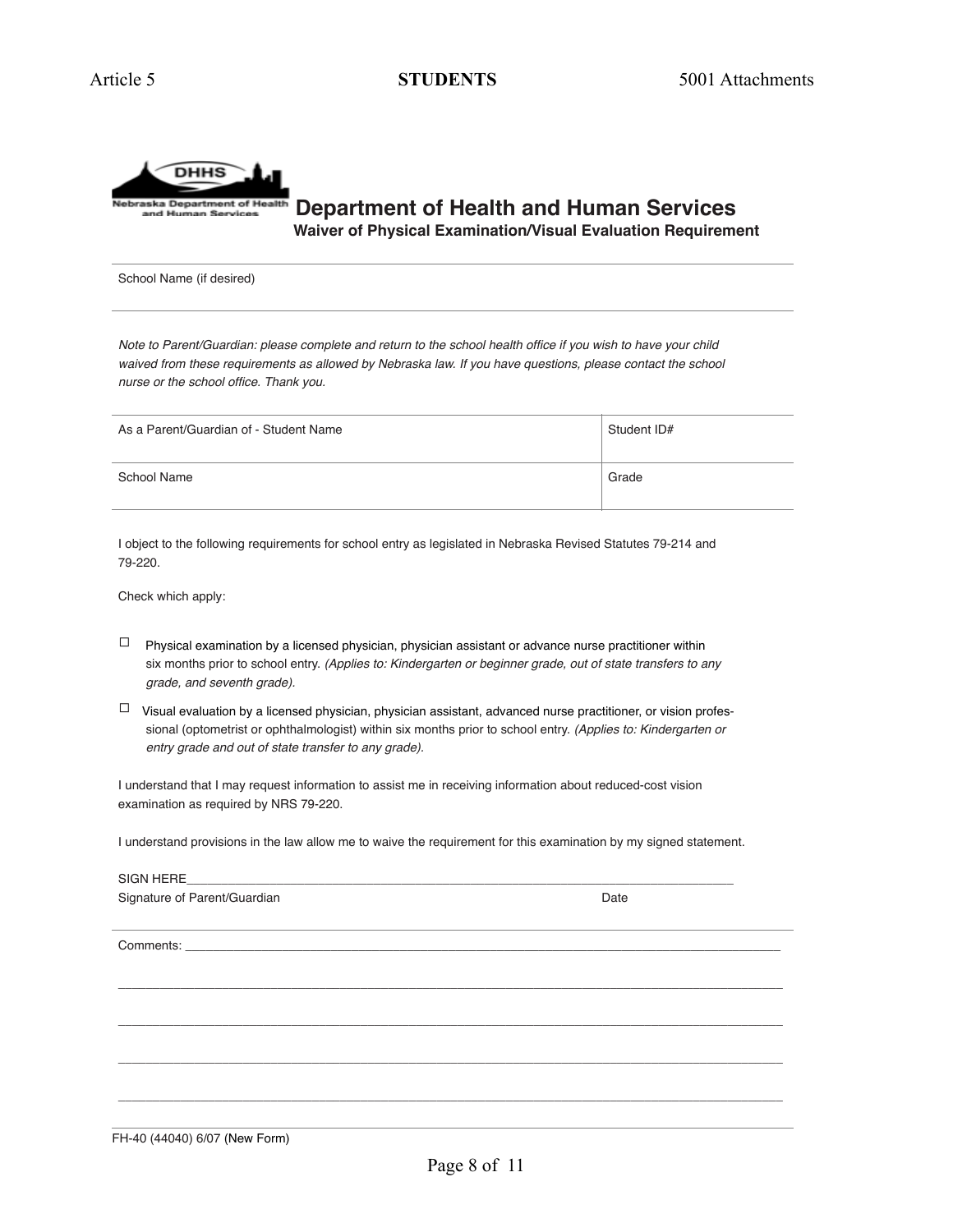# Department of Health and Human Services

**Waiver of Physical Examination/Visual Evaluation Requirement**

School Name (if desired)

*Note to Parent/Guardian: please complete and return to the school health office if you wish to have your child waived from these requirements as allowed by Nebraska law. If you have questions, please contact the school nurse or the school office. Thank you.*

| As a Parent/Guardian of - Student Name | Student ID# |
|---|---|
| School Name | Grade |

I object to the following requirements for school entry as legislated in Nebraska Revised Statutes 79-214 and 79-220.

Check which apply:

- ☐ Physical examination by a licensed physician, physician assistant or advance nurse practitioner within six months prior to school entry. *(Applies to: Kindergarten or beginner grade, out of state transfers to any grade, and seventh grade).*
- ☐ Visual evaluation by a licensed physician, physician assistant, advanced nurse practitioner, or vision professional (optometrist or ophthalmologist) within six months prior to school entry. *(Applies to: Kindergarten or entry grade and out of state transfer to any grade).*

I understand that I may request information to assist me in receiving information about reduced-cost vision examination as required by NRS 79-220.

I understand provisions in the law allow me to waive the requirement for this examination by my signed statement.

SIGN HERE________________________________________________________________________________

Signature of Parent/Guardian Date

Comments: ________________________________________________________________________________

___________________________________________________________________________________________

___________________________________________________________________________________________

___________________________________________________________________________________________

___________________________________________________________________________________________

FH-40 (44040) 6/07 (New Form)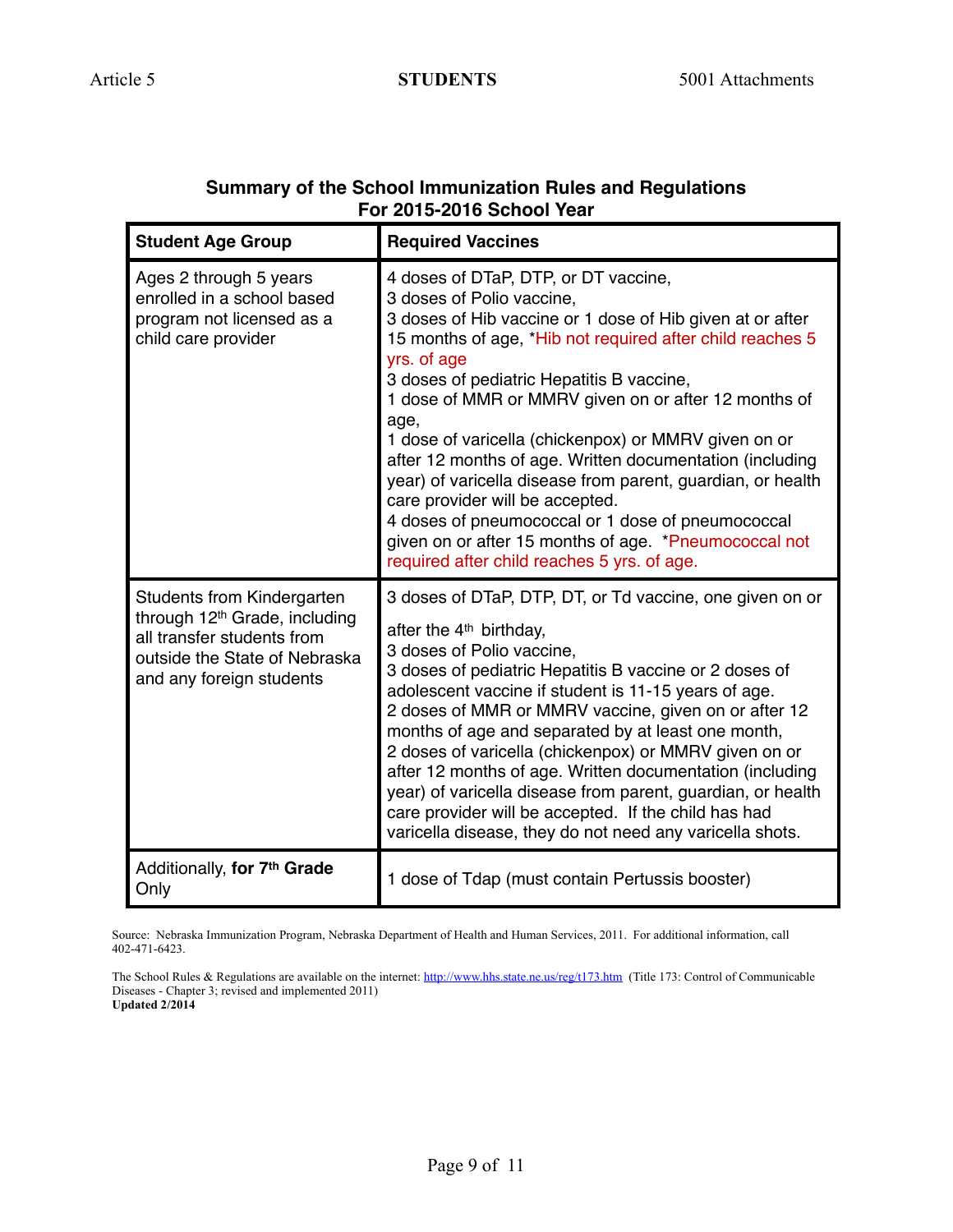## Summary of the School Immunization Rules and Regulations For 2015-2016 School Year

| Student Age Group | Required Vaccines |
|---|---|
| Ages 2 through 5 years enrolled in a school based program not licensed as a child care provider | 4 doses of DTaP, DTP, or DT vaccine, 3 doses of Polio vaccine, 3 doses of Hib vaccine or 1 dose of Hib given at or after 15 months of age, *Hib not required after child reaches 5 yrs. of age 3 doses of pediatric Hepatitis B vaccine, 1 dose of MMR or MMRV given on or after 12 months of age, 1 dose of varicella (chickenpox) or MMRV given on or after 12 months of age. Written documentation (including year) of varicella disease from parent, guardian, or health care provider will be accepted. 4 doses of pneumococcal or 1 dose of pneumococcal given on or after 15 months of age. *Pneumococcal not required after child reaches 5 yrs. of age. |
| Students from Kindergarten through 12th Grade, including all transfer students from outside the State of Nebraska and any foreign students | 3 doses of DTaP, DTP, DT, or Td vaccine, one given on or after the 4th birthday, 3 doses of Polio vaccine, 3 doses of pediatric Hepatitis B vaccine or 2 doses of adolescent vaccine if student is 11-15 years of age. 2 doses of MMR or MMRV vaccine, given on or after 12 months of age and separated by at least one month, 2 doses of varicella (chickenpox) or MMRV given on or after 12 months of age. Written documentation (including year) of varicella disease from parent, guardian, or health care provider will be accepted. If the child has had varicella disease, they do not need any varicella shots. |
| Additionally, **for 7th Grade** Only | 1 dose of Tdap (must contain Pertussis booster) |

Source: Nebraska Immunization Program, Nebraska Department of Health and Human Services, 2011. For additional information, call 402-471-6423.

The School Rules & Regulations are available on the internet: http://www.hhs.state.ne.us/reg/t173.htm (Title 173: Control of Communicable Diseases - Chapter 3; revised and implemented 2011)
**Updated 2/2014**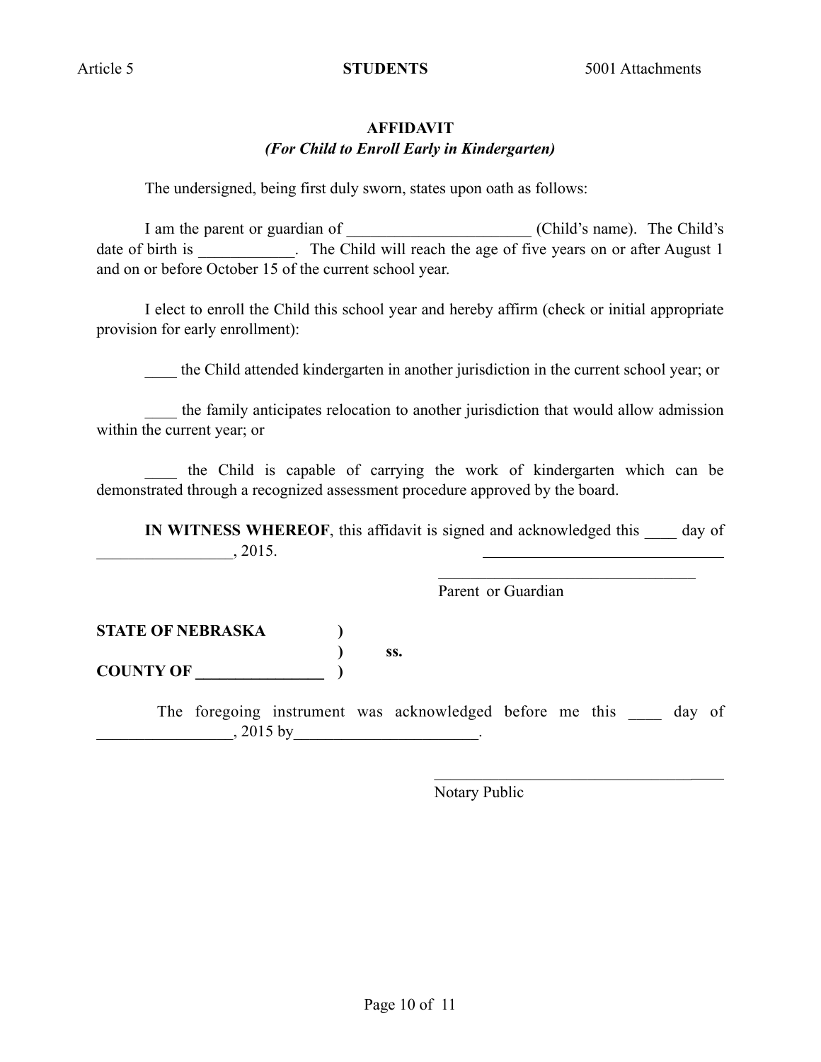## AFFIDAVIT

***(For Child to Enroll Early in Kindergarten)***

The undersigned, being first duly sworn, states upon oath as follows:

I am the parent or guardian of _______________________ (Child's name). The Child's date of birth is ____________. The Child will reach the age of five years on or after August 1 and on or before October 15 of the current school year.

I elect to enroll the Child this school year and hereby affirm (check or initial appropriate provision for early enrollment):

____ the Child attended kindergarten in another jurisdiction in the current school year; or

____ the family anticipates relocation to another jurisdiction that would allow admission within the current year; or

____ the Child is capable of carrying the work of kindergarten which can be demonstrated through a recognized assessment procedure approved by the board.

**IN WITNESS WHEREOF**, this affidavit is signed and acknowledged this ____ day of _________________, 2015.

_______________________________

_______________________________

Parent or Guardian

**STATE OF NEBRASKA )**

**) ss.**

**COUNTY OF ________________ )**

The foregoing instrument was acknowledged before me this ____ day of _________________, 2015 by_______________________.

_________________________________

Notary Public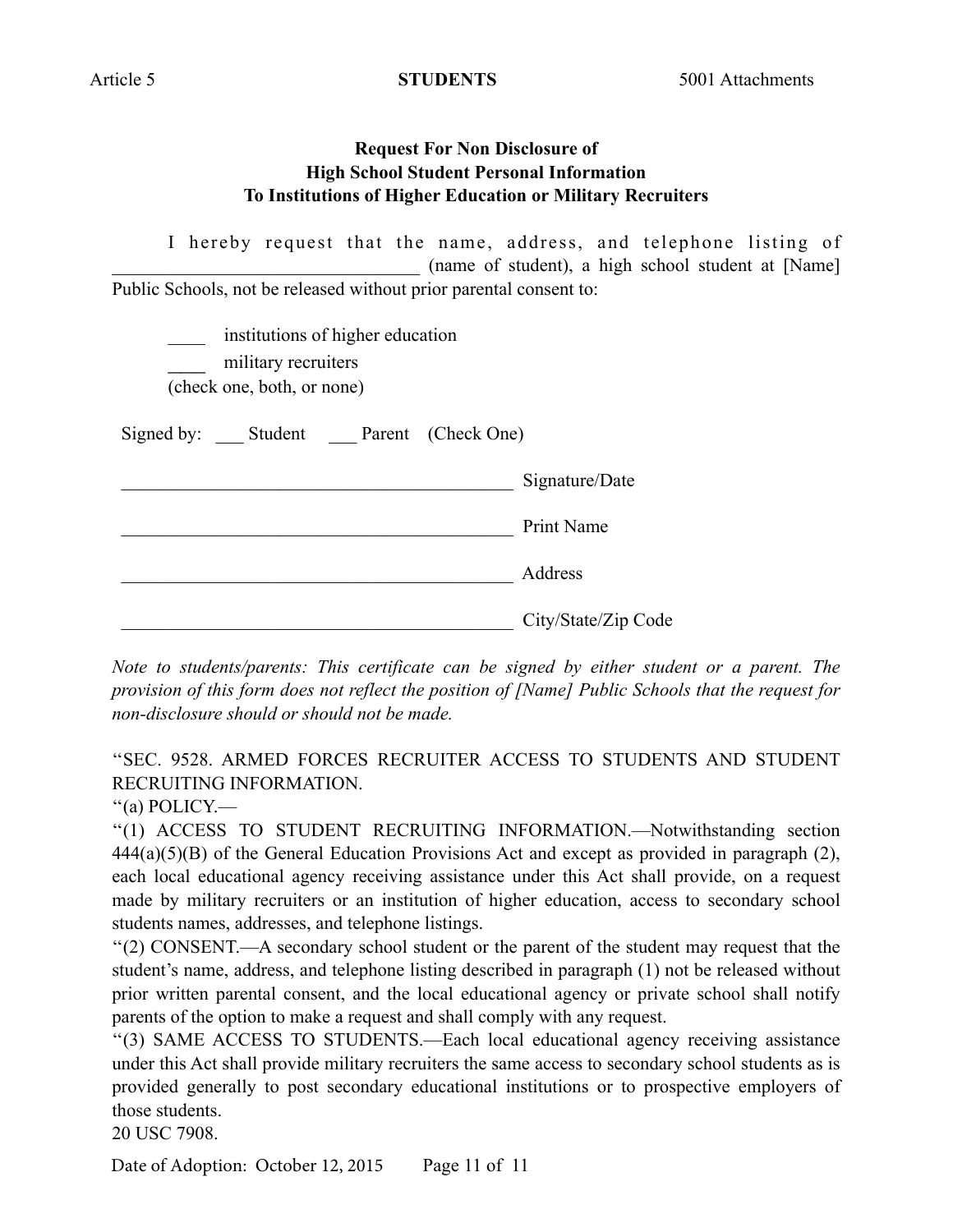## Request For Non Disclosure of High School Student Personal Information To Institutions of Higher Education or Military Recruiters

I hereby request that the name, address, and telephone listing of ________________________________ (name of student), a high school student at [Name] Public Schools, not be released without prior parental consent to:

____ institutions of higher education

____ military recruiters

(check one, both, or none)

Signed by: ___ Student ___ Parent (Check One)

___________________________________________ Signature/Date

___________________________________________ Print Name

___________________________________________ Address

___________________________________________ City/State/Zip Code

*Note to students/parents: This certificate can be signed by either student or a parent. The provision of this form does not reflect the position of [Name] Public Schools that the request for non-disclosure should or should not be made.*

"SEC. 9528. ARMED FORCES RECRUITER ACCESS TO STUDENTS AND STUDENT RECRUITING INFORMATION.

"(a) POLICY.—

"(1) ACCESS TO STUDENT RECRUITING INFORMATION.—Notwithstanding section 444(a)(5)(B) of the General Education Provisions Act and except as provided in paragraph (2), each local educational agency receiving assistance under this Act shall provide, on a request made by military recruiters or an institution of higher education, access to secondary school students names, addresses, and telephone listings.

"(2) CONSENT.—A secondary school student or the parent of the student may request that the student's name, address, and telephone listing described in paragraph (1) not be released without prior written parental consent, and the local educational agency or private school shall notify parents of the option to make a request and shall comply with any request.

"(3) SAME ACCESS TO STUDENTS.—Each local educational agency receiving assistance under this Act shall provide military recruiters the same access to secondary school students as is provided generally to post secondary educational institutions or to prospective employers of those students.

20 USC 7908.

Date of Adoption: October 12, 2015